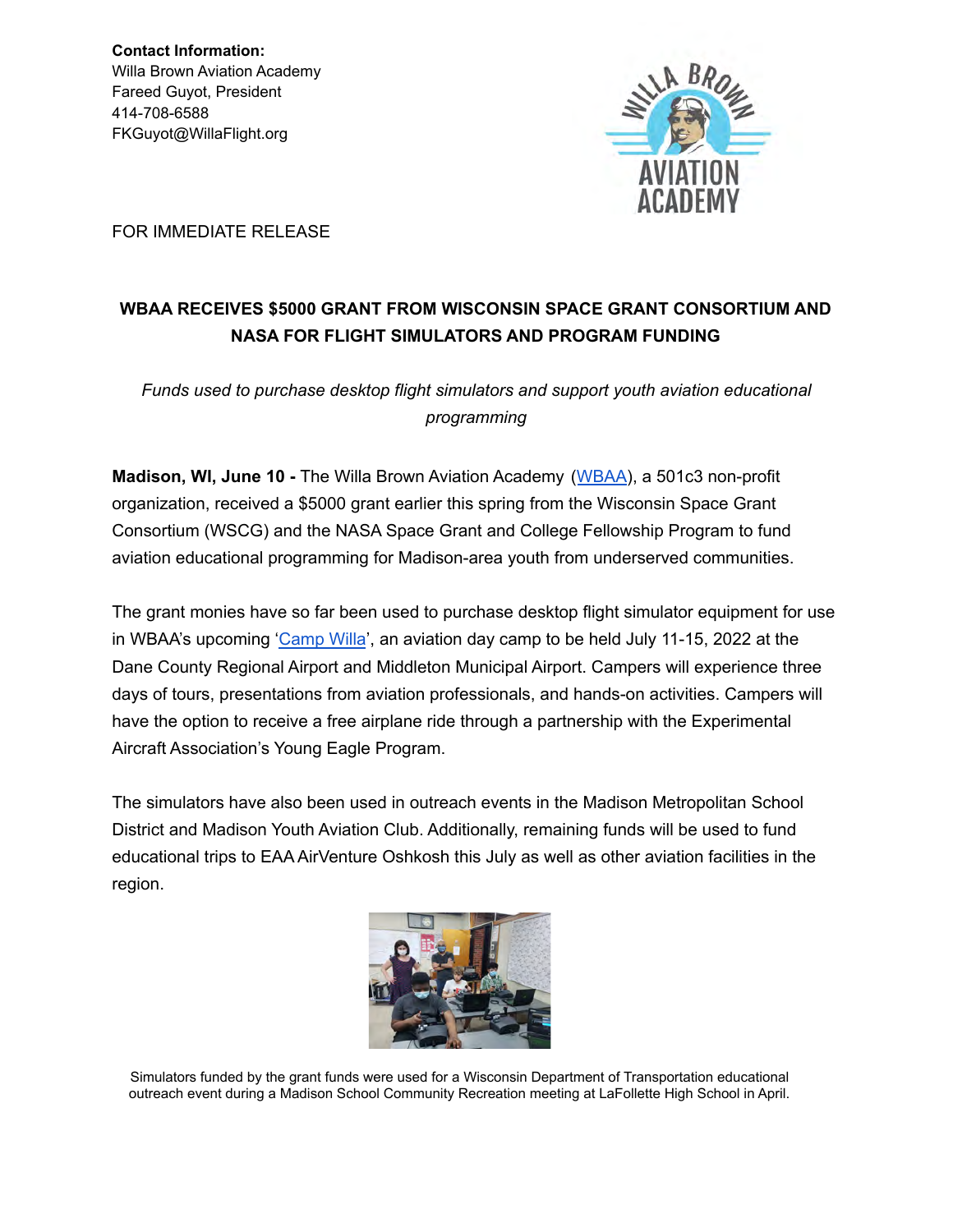**Contact Information:**
Willa Brown Aviation Academy
Fareed Guyot, President
414-708-6588
FKGuyot@WillaFlight.org

FOR IMMEDIATE RELEASE

# WBAA RECEIVES $5000 GRANT FROM WISCONSIN SPACE GRANT CONSORTIUM AND NASA FOR FLIGHT SIMULATORS AND PROGRAM FUNDING

*Funds used to purchase desktop flight simulators and support youth aviation educational programming*

**Madison, WI, June 10 -** The Willa Brown Aviation Academy (WBAA), a 501c3 non-profit organization, received a $5000 grant earlier this spring from the Wisconsin Space Grant Consortium (WSCG) and the NASA Space Grant and College Fellowship Program to fund aviation educational programming for Madison-area youth from underserved communities.

The grant monies have so far been used to purchase desktop flight simulator equipment for use in WBAA's upcoming 'Camp Willa', an aviation day camp to be held July 11-15, 2022 at the Dane County Regional Airport and Middleton Municipal Airport. Campers will experience three days of tours, presentations from aviation professionals, and hands-on activities. Campers will have the option to receive a free airplane ride through a partnership with the Experimental Aircraft Association's Young Eagle Program.

The simulators have also been used in outreach events in the Madison Metropolitan School District and Madison Youth Aviation Club. Additionally, remaining funds will be used to fund educational trips to EAA AirVenture Oshkosh this July as well as other aviation facilities in the region.

Simulators funded by the grant funds were used for a Wisconsin Department of Transportation educational outreach event during a Madison School Community Recreation meeting at LaFollette High School in April.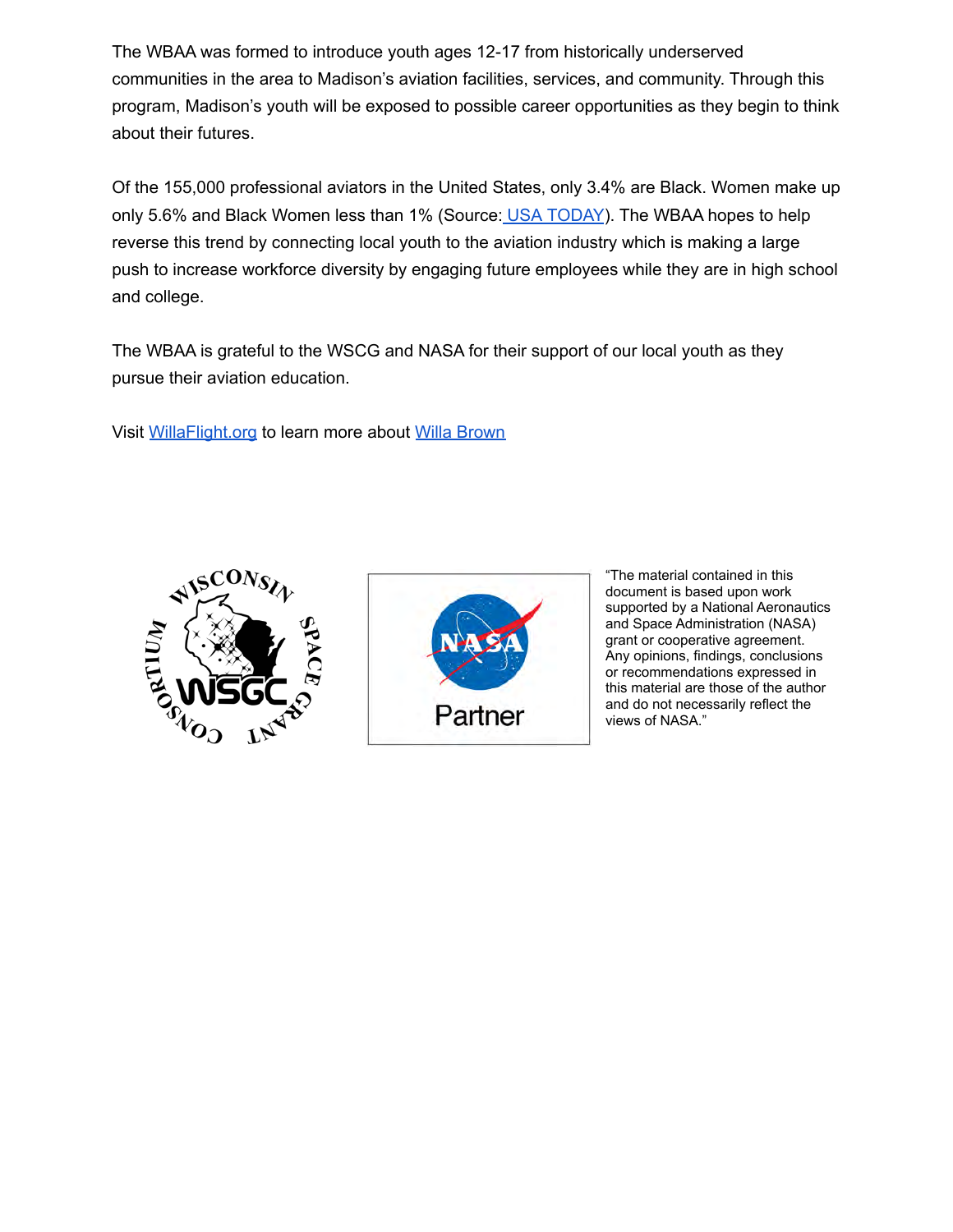The WBAA was formed to introduce youth ages 12-17 from historically underserved communities in the area to Madison's aviation facilities, services, and community. Through this program, Madison's youth will be exposed to possible career opportunities as they begin to think about their futures.

Of the 155,000 professional aviators in the United States, only 3.4% are Black. Women make up only 5.6% and Black Women less than 1% (Source: USA TODAY). The WBAA hopes to help reverse this trend by connecting local youth to the aviation industry which is making a large push to increase workforce diversity by engaging future employees while they are in high school and college.

The WBAA is grateful to the WSCG and NASA for their support of our local youth as they pursue their aviation education.

Visit WillaFlight.org to learn more about Willa Brown

WISCONSIN SPACE GRANT CONSORTIUM WSGC

NASA Partner

"The material contained in this document is based upon work supported by a National Aeronautics and Space Administration (NASA) grant or cooperative agreement. Any opinions, findings, conclusions or recommendations expressed in this material are those of the author and do not necessarily reflect the views of NASA."